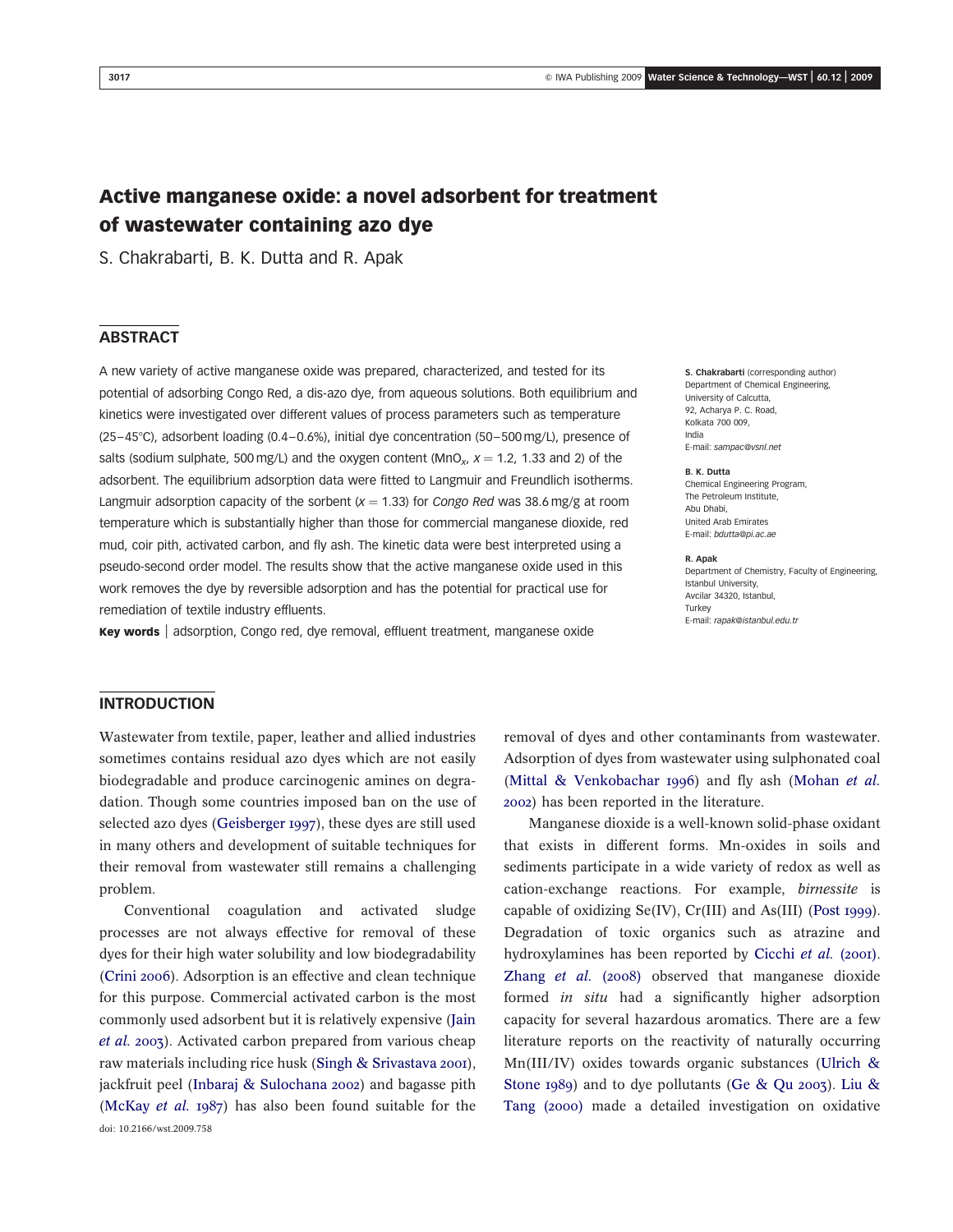# Active manganese oxide: a novel adsorbent for treatment of wastewater containing azo dye

S. Chakrabarti, B. K. Dutta and R. Apak

## ABSTRACT

A new variety of active manganese oxide was prepared, characterized, and tested for its potential of adsorbing Congo Red, a dis-azo dye, from aqueous solutions. Both equilibrium and kinetics were investigated over different values of process parameters such as temperature (25–45°C), adsorbent loading (0.4–0.6%), initial dye concentration (50–500 mg/L), presence of salts (sodium sulphate, 500 mg/L) and the oxygen content ($MnO_x$, $x = 1.2$, 1.33 and 2) of the adsorbent. The equilibrium adsorption data were fitted to Langmuir and Freundlich isotherms. Langmuir adsorption capacity of the sorbent ($x = 1.33$) for *Congo Red* was 38.6 mg/g at room temperature which is substantially higher than those for commercial manganese dioxide, red mud, coir pith, activated carbon, and fly ash. The kinetic data were best interpreted using a pseudo-second order model. The results show that the active manganese oxide used in this work removes the dye by reversible adsorption and has the potential for practical use for remediation of textile industry effluents.

**Key words** | adsorption, Congo red, dye removal, effluent treatment, manganese oxide

**S. Chakrabarti** (corresponding author)
Department of Chemical Engineering,
University of Calcutta,
92, Acharya P. C. Road,
Kolkata 700 009,
India
E-mail: *sampac@vsnl.net*

**B. K. Dutta**
Chemical Engineering Program,
The Petroleum Institute,
Abu Dhabi,
United Arab Emirates
E-mail: *bdutta@pi.ac.ae*

**R. Apak**
Department of Chemistry, Faculty of Engineering,
Istanbul University,
Avcilar 34320, Istanbul,
Turkey
E-mail: *rapak@istanbul.edu.tr*

## INTRODUCTION

Wastewater from textile, paper, leather and allied industries sometimes contains residual azo dyes which are not easily biodegradable and produce carcinogenic amines on degradation. Though some countries imposed ban on the use of selected azo dyes (Geisberger 1997), these dyes are still used in many others and development of suitable techniques for their removal from wastewater still remains a challenging problem.

Conventional coagulation and activated sludge processes are not always effective for removal of these dyes for their high water solubility and low biodegradability (Crini 2006). Adsorption is an effective and clean technique for this purpose. Commercial activated carbon is the most commonly used adsorbent but it is relatively expensive (Jain *et al.* 2003). Activated carbon prepared from various cheap raw materials including rice husk (Singh & Srivastava 2001), jackfruit peel (Inbaraj & Sulochana 2002) and bagasse pith (McKay *et al.* 1987) has also been found suitable for the removal of dyes and other contaminants from wastewater. Adsorption of dyes from wastewater using sulphonated coal (Mittal & Venkobachar 1996) and fly ash (Mohan *et al.* 2002) has been reported in the literature.

Manganese dioxide is a well-known solid-phase oxidant that exists in different forms. Mn-oxides in soils and sediments participate in a wide variety of redox as well as cation-exchange reactions. For example, *birnessite* is capable of oxidizing Se(IV), Cr(III) and As(III) (Post 1999). Degradation of toxic organics such as atrazine and hydroxylamines has been reported by Cicchi *et al.* (2001). Zhang *et al.* (2008) observed that manganese dioxide formed *in situ* had a significantly higher adsorption capacity for several hazardous aromatics. There are a few literature reports on the reactivity of naturally occurring Mn(III/IV) oxides towards organic substances (Ulrich & Stone 1989) and to dye pollutants (Ge & Qu 2003). Liu & Tang (2000) made a detailed investigation on oxidative

doi: 10.2166/wst.2009.758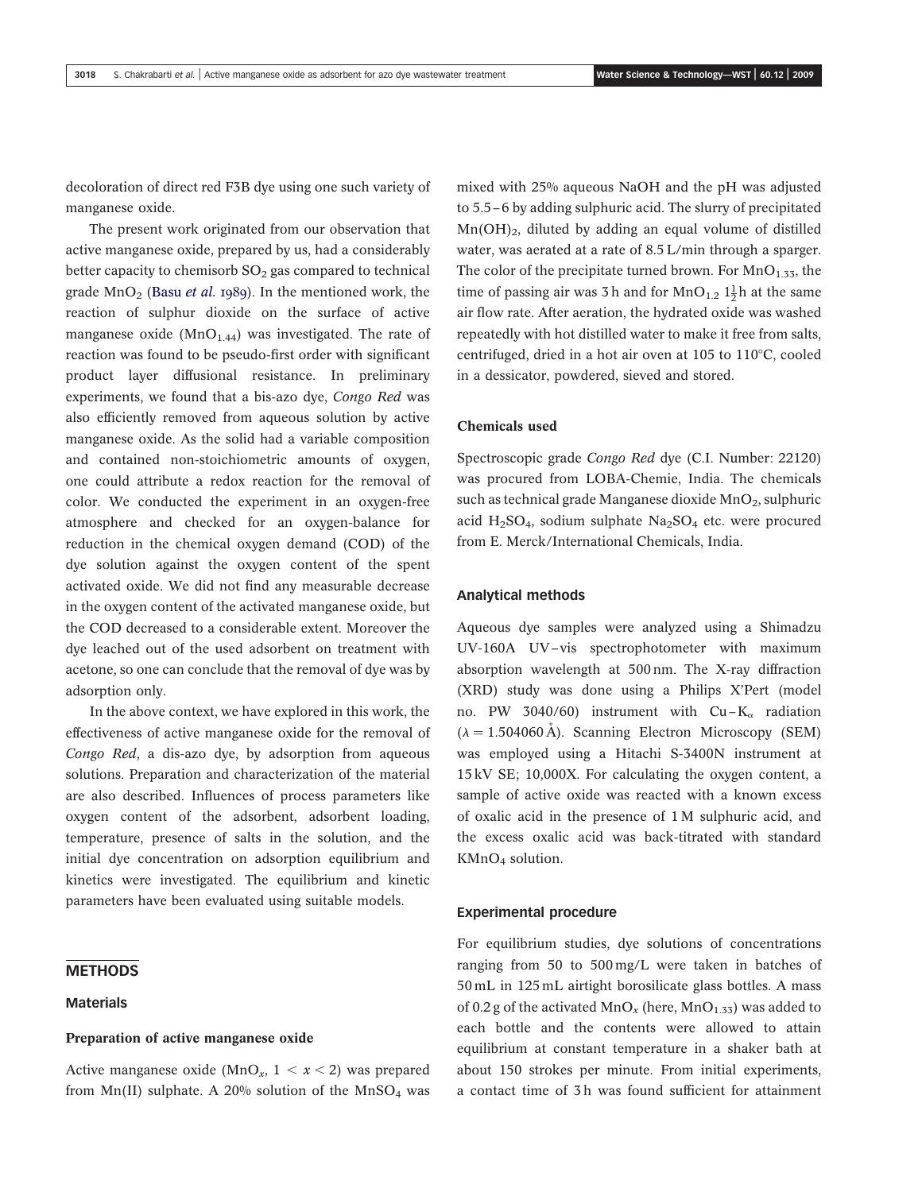decoloration of direct red F3B dye using one such variety of manganese oxide.

The present work originated from our observation that active manganese oxide, prepared by us, had a considerably better capacity to chemisorb $SO_2$ gas compared to technical grade $MnO_2$ (Basu *et al.* 1989). In the mentioned work, the reaction of sulphur dioxide on the surface of active manganese oxide ($MnO_{1.44}$) was investigated. The rate of reaction was found to be pseudo-first order with significant product layer diffusional resistance. In preliminary experiments, we found that a bis-azo dye, *Congo Red* was also efficiently removed from aqueous solution by active manganese oxide. As the solid had a variable composition and contained non-stoichiometric amounts of oxygen, one could attribute a redox reaction for the removal of color. We conducted the experiment in an oxygen-free atmosphere and checked for an oxygen-balance for reduction in the chemical oxygen demand (COD) of the dye solution against the oxygen content of the spent activated oxide. We did not find any measurable decrease in the oxygen content of the activated manganese oxide, but the COD decreased to a considerable extent. Moreover the dye leached out of the used adsorbent on treatment with acetone, so one can conclude that the removal of dye was by adsorption only.

In the above context, we have explored in this work, the effectiveness of active manganese oxide for the removal of *Congo Red*, a dis-azo dye, by adsorption from aqueous solutions. Preparation and characterization of the material are also described. Influences of process parameters like oxygen content of the adsorbent, adsorbent loading, temperature, presence of salts in the solution, and the initial dye concentration on adsorption equilibrium and kinetics were investigated. The equilibrium and kinetic parameters have been evaluated using suitable models.

## METHODS

### Materials

#### Preparation of active manganese oxide

Active manganese oxide ($MnO_x$, $1 < x < 2$) was prepared from Mn(II) sulphate. A 20% solution of the $MnSO_4$ was mixed with 25% aqueous NaOH and the pH was adjusted to 5.5–6 by adding sulphuric acid. The slurry of precipitated $Mn(OH)_2$, diluted by adding an equal volume of distilled water, was aerated at a rate of 8.5 L/min through a sparger. The color of the precipitate turned brown. For $MnO_{1.33}$, the time of passing air was 3 h and for $MnO_{1.2}$ $1\frac{1}{2}$ h at the same air flow rate. After aeration, the hydrated oxide was washed repeatedly with hot distilled water to make it free from salts, centrifuged, dried in a hot air oven at 105 to 110°C, cooled in a dessicator, powdered, sieved and stored.

#### Chemicals used

Spectroscopic grade *Congo Red* dye (C.I. Number: 22120) was procured from LOBA-Chemie, India. The chemicals such as technical grade Manganese dioxide $MnO_2$, sulphuric acid $H_2SO_4$, sodium sulphate $Na_2SO_4$ etc. were procured from E. Merck/International Chemicals, India.

### Analytical methods

Aqueous dye samples were analyzed using a Shimadzu UV-160A UV–vis spectrophotometer with maximum absorption wavelength at 500 nm. The X-ray diffraction (XRD) study was done using a Philips X'Pert (model no. PW 3040/60) instrument with Cu–$K_\alpha$ radiation ($\lambda = 1.504060$ Å). Scanning Electron Microscopy (SEM) was employed using a Hitachi S-3400N instrument at 15 kV SE; 10,000X. For calculating the oxygen content, a sample of active oxide was reacted with a known excess of oxalic acid in the presence of 1 M sulphuric acid, and the excess oxalic acid was back-titrated with standard $KMnO_4$ solution.

### Experimental procedure

For equilibrium studies, dye solutions of concentrations ranging from 50 to 500 mg/L were taken in batches of 50 mL in 125 mL airtight borosilicate glass bottles. A mass of 0.2 g of the activated $MnO_x$ (here, $MnO_{1.33}$) was added to each bottle and the contents were allowed to attain equilibrium at constant temperature in a shaker bath at about 150 strokes per minute. From initial experiments, a contact time of 3 h was found sufficient for attainment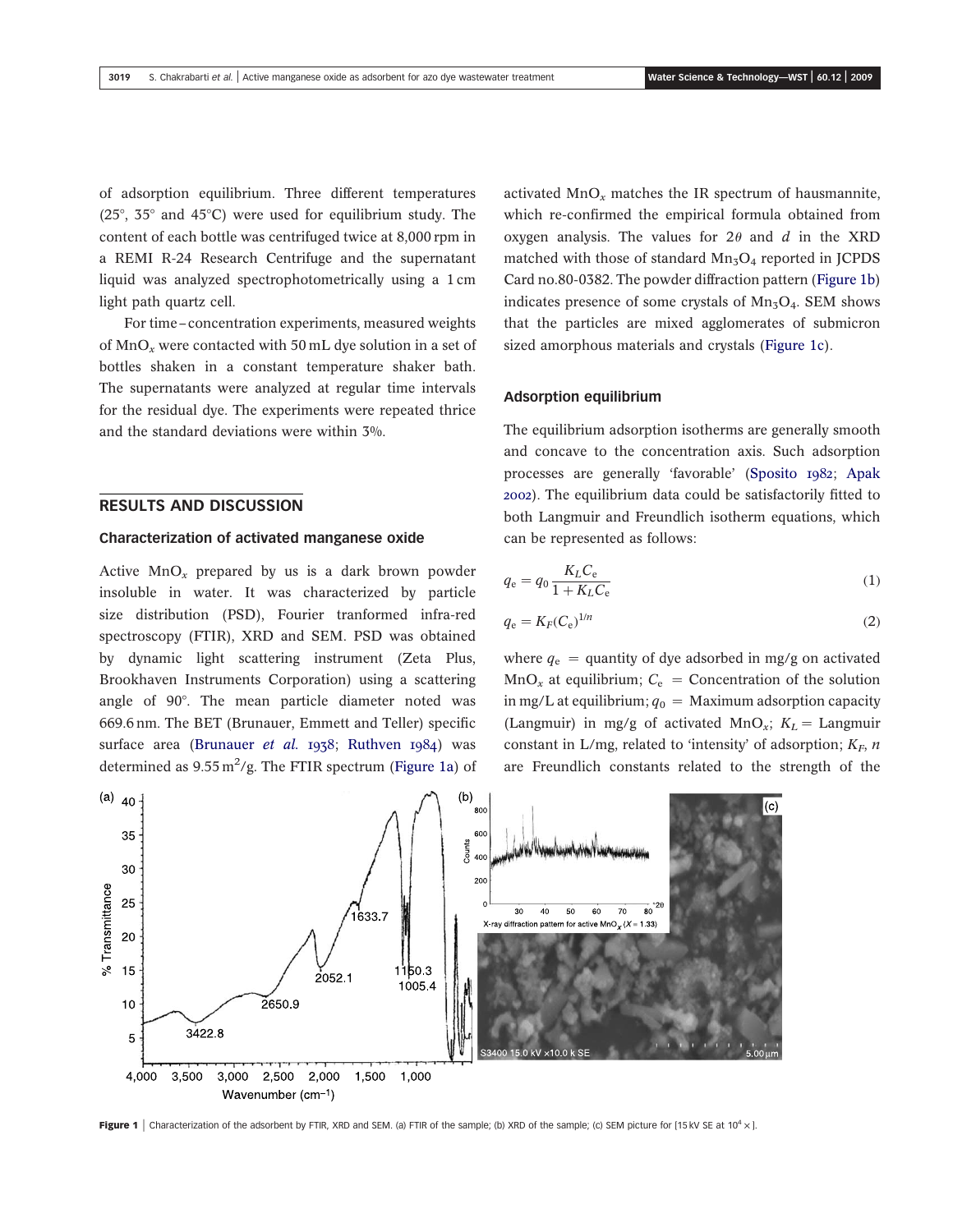of adsorption equilibrium. Three different temperatures (25°, 35° and 45°C) were used for equilibrium study. The content of each bottle was centrifuged twice at 8,000 rpm in a REMI R-24 Research Centrifuge and the supernatant liquid was analyzed spectrophotometrically using a 1 cm light path quartz cell.

For time–concentration experiments, measured weights of $MnO_x$ were contacted with 50 mL dye solution in a set of bottles shaken in a constant temperature shaker bath. The supernatants were analyzed at regular time intervals for the residual dye. The experiments were repeated thrice and the standard deviations were within 3%.

## RESULTS AND DISCUSSION

### Characterization of activated manganese oxide

Active $MnO_x$ prepared by us is a dark brown powder insoluble in water. It was characterized by particle size distribution (PSD), Fourier tranformed infra-red spectroscopy (FTIR), XRD and SEM. PSD was obtained by dynamic light scattering instrument (Zeta Plus, Brookhaven Instruments Corporation) using a scattering angle of 90°. The mean particle diameter noted was 669.6 nm. The BET (Brunauer, Emmett and Teller) specific surface area (Brunauer *et al.* 1938; Ruthven 1984) was determined as 9.55 $m^2$/g. The FTIR spectrum (Figure 1a) of activated $MnO_x$ matches the IR spectrum of hausmannite, which re-confirmed the empirical formula obtained from oxygen analysis. The values for $2\theta$ and $d$ in the XRD matched with those of standard $Mn_3O_4$ reported in JCPDS Card no.80-0382. The powder diffraction pattern (Figure 1b) indicates presence of some crystals of $Mn_3O_4$. SEM shows that the particles are mixed agglomerates of submicron sized amorphous materials and crystals (Figure 1c).

### Adsorption equilibrium

The equilibrium adsorption isotherms are generally smooth and concave to the concentration axis. Such adsorption processes are generally 'favorable' (Sposito 1982; Apak 2002). The equilibrium data could be satisfactorily fitted to both Langmuir and Freundlich isotherm equations, which can be represented as follows:

$$q_e = q_0 \frac{K_L C_e}{1 + K_L C_e} \tag{1}$$

$$q_e = K_F (C_e)^{1/n} \tag{2}$$

where $q_e$ = quantity of dye adsorbed in mg/g on activated $MnO_x$ at equilibrium; $C_e$ = Concentration of the solution in mg/L at equilibrium; $q_0$ = Maximum adsorption capacity (Langmuir) in mg/g of activated $MnO_x$; $K_L$ = Langmuir constant in L/mg, related to 'intensity' of adsorption; $K_F$, $n$ are Freundlich constants related to the strength of the

**Figure 1** | Characterization of the adsorbent by FTIR, XRD and SEM. (a) FTIR of the sample; (b) XRD of the sample; (c) SEM picture for [15 kV SE at $10^4\times$].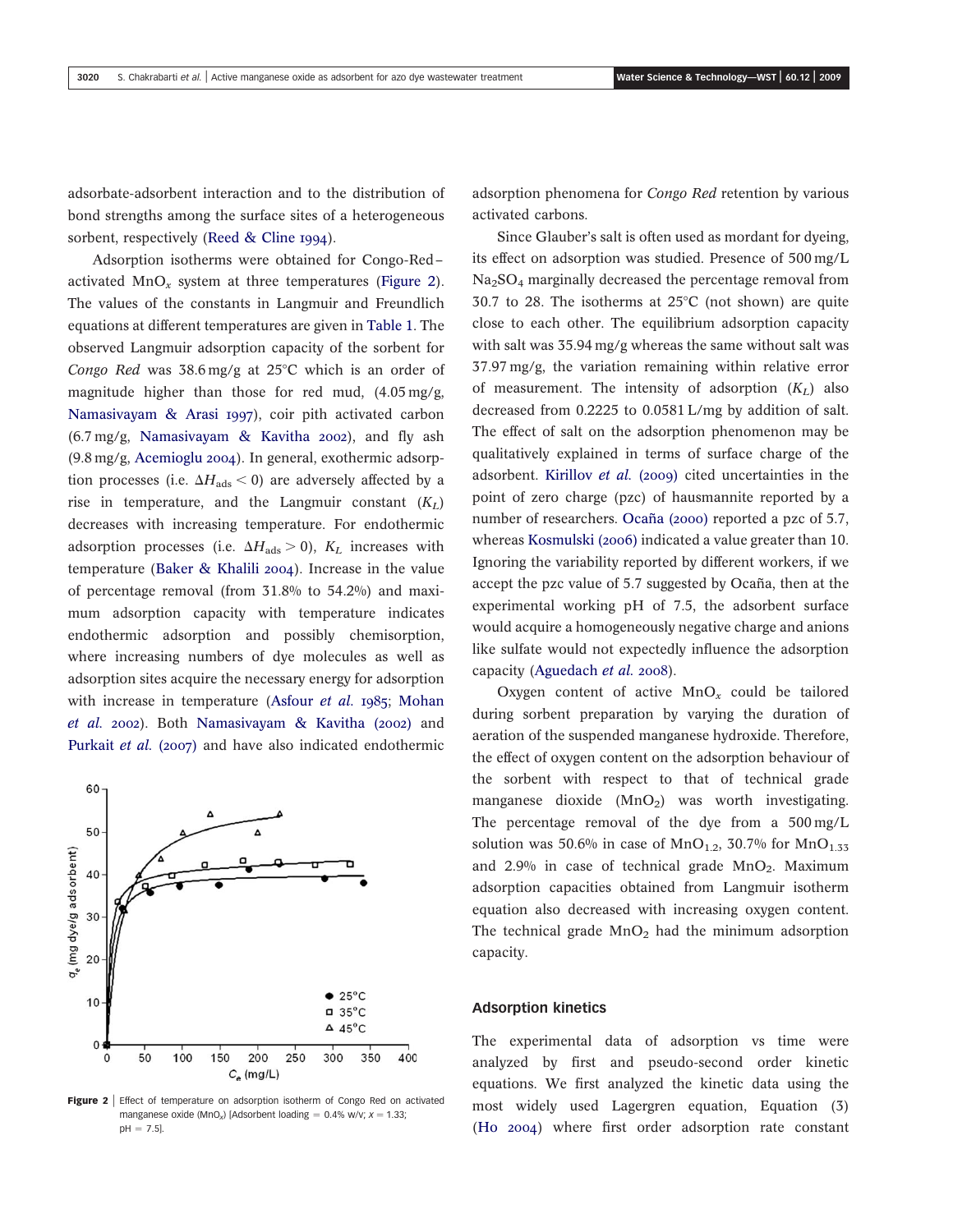adsorbate-adsorbent interaction and to the distribution of bond strengths among the surface sites of a heterogeneous sorbent, respectively (Reed & Cline 1994).

Adsorption isotherms were obtained for Congo-Red–activated $MnO_x$ system at three temperatures (Figure 2). The values of the constants in Langmuir and Freundlich equations at different temperatures are given in Table 1. The observed Langmuir adsorption capacity of the sorbent for *Congo Red* was 38.6 mg/g at 25°C which is an order of magnitude higher than those for red mud, (4.05 mg/g, Namasivayam & Arasi 1997), coir pith activated carbon (6.7 mg/g, Namasivayam & Kavitha 2002), and fly ash (9.8 mg/g, Acemioglu 2004). In general, exothermic adsorption processes (i.e. $\Delta H_{ads} < 0$) are adversely affected by a rise in temperature, and the Langmuir constant ($K_L$) decreases with increasing temperature. For endothermic adsorption processes (i.e. $\Delta H_{ads} > 0$), $K_L$ increases with temperature (Baker & Khalili 2004). Increase in the value of percentage removal (from 31.8% to 54.2%) and maximum adsorption capacity with temperature indicates endothermic adsorption and possibly chemisorption, where increasing numbers of dye molecules as well as adsorption sites acquire the necessary energy for adsorption with increase in temperature (Asfour *et al.* 1985; Mohan *et al.* 2002). Both Namasivayam & Kavitha (2002) and Purkait *et al.* (2007) and have also indicated endothermic adsorption phenomena for *Congo Red* retention by various activated carbons.

Figure 2 | Effect of temperature on adsorption isotherm of Congo Red on activated manganese oxide ($MnO_x$) [Adsorbent loading = 0.4% w/v; $x = 1.33$; pH = 7.5].

Since Glauber's salt is often used as mordant for dyeing, its effect on adsorption was studied. Presence of 500 mg/L $Na_2SO_4$ marginally decreased the percentage removal from 30.7 to 28. The isotherms at 25°C (not shown) are quite close to each other. The equilibrium adsorption capacity with salt was 35.94 mg/g whereas the same without salt was 37.97 mg/g, the variation remaining within relative error of measurement. The intensity of adsorption ($K_L$) also decreased from 0.2225 to 0.0581 L/mg by addition of salt. The effect of salt on the adsorption phenomenon may be qualitatively explained in terms of surface charge of the adsorbent. Kirillov *et al.* (2009) cited uncertainties in the point of zero charge (pzc) of hausmannite reported by a number of researchers. Ocaña (2000) reported a pzc of 5.7, whereas Kosmulski (2006) indicated a value greater than 10. Ignoring the variability reported by different workers, if we accept the pzc value of 5.7 suggested by Ocaña, then at the experimental working pH of 7.5, the adsorbent surface would acquire a homogeneously negative charge and anions like sulfate would not expectedly influence the adsorption capacity (Aguedach *et al.* 2008).

Oxygen content of active $MnO_x$ could be tailored during sorbent preparation by varying the duration of aeration of the suspended manganese hydroxide. Therefore, the effect of oxygen content on the adsorption behaviour of the sorbent with respect to that of technical grade manganese dioxide ($MnO_2$) was worth investigating. The percentage removal of the dye from a 500 mg/L solution was 50.6% in case of $MnO_{1.2}$, 30.7% for $MnO_{1.33}$ and 2.9% in case of technical grade $MnO_2$. Maximum adsorption capacities obtained from Langmuir isotherm equation also decreased with increasing oxygen content. The technical grade $MnO_2$ had the minimum adsorption capacity.

## Adsorption kinetics

The experimental data of adsorption vs time were analyzed by first and pseudo-second order kinetic equations. We first analyzed the kinetic data using the most widely used Lagergren equation, Equation (3) (Ho 2004) where first order adsorption rate constant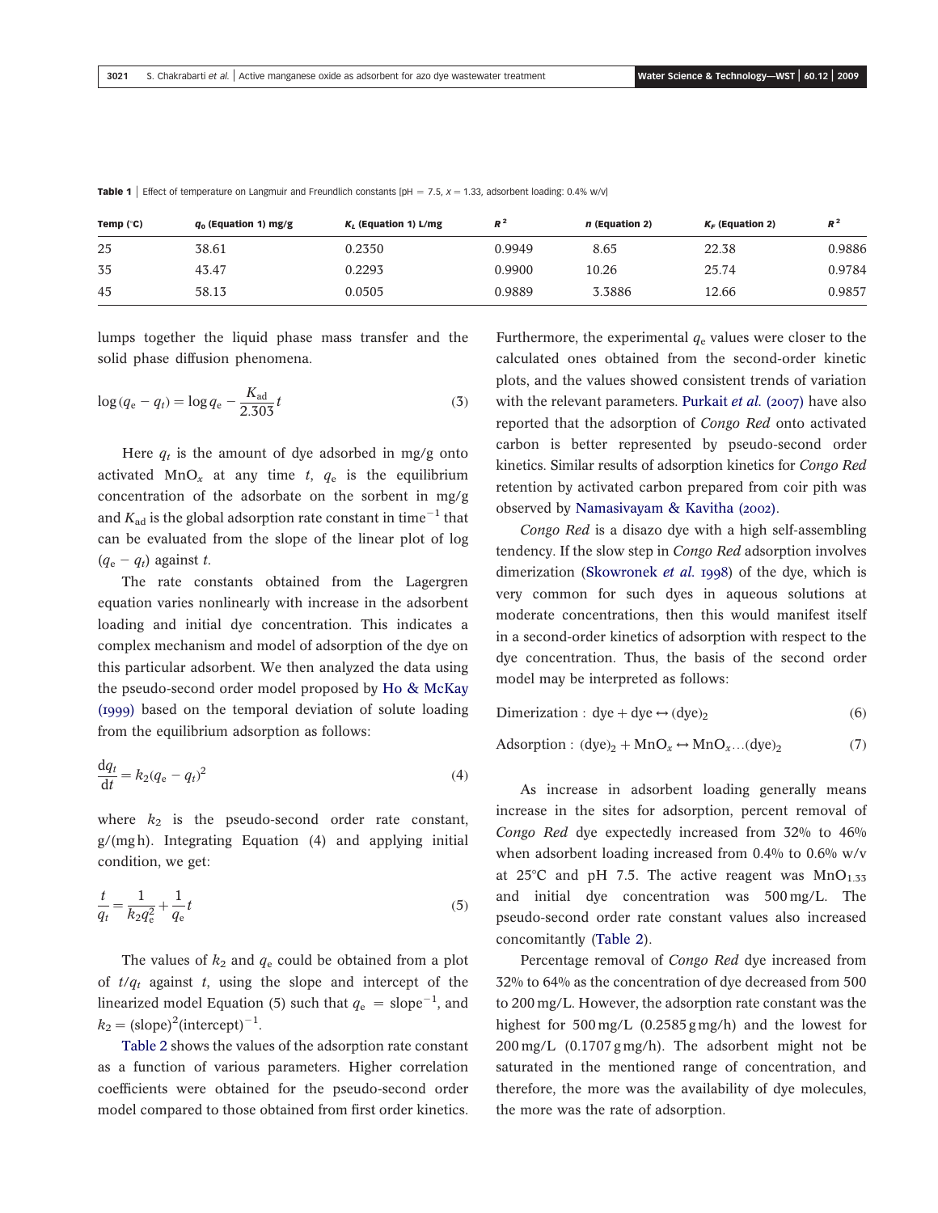**Table 1** | Effect of temperature on Langmuir and Freundlich constants [pH = 7.5, x = 1.33, adsorbent loading: 0.4% w/v]

| Temp (°C) | $q_0$ (Equation 1) mg/g | $K_L$ (Equation 1) L/mg | $R^2$ | $n$ (Equation 2) | $K_F$ (Equation 2) | $R^2$ |
|---|---|---|---|---|---|---|
| 25 | 38.61 | 0.2350 | 0.9949 | 8.65 | 22.38 | 0.9886 |
| 35 | 43.47 | 0.2293 | 0.9900 | 10.26 | 25.74 | 0.9784 |
| 45 | 58.13 | 0.0505 | 0.9889 | 3.3886 | 12.66 | 0.9857 |

lumps together the liquid phase mass transfer and the solid phase diffusion phenomena.

$$\log(q_e - q_t) = \log q_e - \frac{K_{ad}}{2.303}t \tag{3}$$

Here $q_t$ is the amount of dye adsorbed in mg/g onto activated $MnO_x$ at any time $t$, $q_e$ is the equilibrium concentration of the adsorbate on the sorbent in mg/g and $K_{ad}$ is the global adsorption rate constant in time$^{-1}$ that can be evaluated from the slope of the linear plot of log $(q_e - q_t)$ against $t$.

The rate constants obtained from the Lagergren equation varies nonlinearly with increase in the adsorbent loading and initial dye concentration. This indicates a complex mechanism and model of adsorption of the dye on this particular adsorbent. We then analyzed the data using the pseudo-second order model proposed by Ho & McKay (1999) based on the temporal deviation of solute loading from the equilibrium adsorption as follows:

$$\frac{dq_t}{dt} = k_2(q_e - q_t)^2 \tag{4}$$

where $k_2$ is the pseudo-second order rate constant, g/(mg h). Integrating Equation (4) and applying initial condition, we get:

$$\frac{t}{q_t} = \frac{1}{k_2 q_e^2} + \frac{1}{q_e}t \tag{5}$$

The values of $k_2$ and $q_e$ could be obtained from a plot of $t/q_t$ against $t$, using the slope and intercept of the linearized model Equation (5) such that $q_e = \text{slope}^{-1}$, and $k_2 = (\text{slope})^2(\text{intercept})^{-1}$.

Table 2 shows the values of the adsorption rate constant as a function of various parameters. Higher correlation coefficients were obtained for the pseudo-second order model compared to those obtained from first order kinetics. Furthermore, the experimental $q_e$ values were closer to the calculated ones obtained from the second-order kinetic plots, and the values showed consistent trends of variation with the relevant parameters. Purkait *et al.* (2007) have also reported that the adsorption of *Congo Red* onto activated carbon is better represented by pseudo-second order kinetics. Similar results of adsorption kinetics for *Congo Red* retention by activated carbon prepared from coir pith was observed by Namasivayam & Kavitha (2002).

*Congo Red* is a disazo dye with a high self-assembling tendency. If the slow step in *Congo Red* adsorption involves dimerization (Skowronek *et al.* 1998) of the dye, which is very common for such dyes in aqueous solutions at moderate concentrations, then this would manifest itself in a second-order kinetics of adsorption with respect to the dye concentration. Thus, the basis of the second order model may be interpreted as follows:

$$\text{Dimerization}: \ \text{dye} + \text{dye} \leftrightarrow (\text{dye})_2 \tag{6}$$

$$\text{Adsorption}: \ (\text{dye})_2 + MnO_x \leftrightarrow MnO_x \ldots (\text{dye})_2 \tag{7}$$

As increase in adsorbent loading generally means increase in the sites for adsorption, percent removal of *Congo Red* dye expectedly increased from 32% to 46% when adsorbent loading increased from 0.4% to 0.6% w/v at 25°C and pH 7.5. The active reagent was $MnO_{1.33}$ and initial dye concentration was 500 mg/L. The pseudo-second order rate constant values also increased concomitantly (Table 2).

Percentage removal of *Congo Red* dye increased from 32% to 64% as the concentration of dye decreased from 500 to 200 mg/L. However, the adsorption rate constant was the highest for 500 mg/L (0.2585 g mg/h) and the lowest for 200 mg/L (0.1707 g mg/h). The adsorbent might not be saturated in the mentioned range of concentration, and therefore, the more was the availability of dye molecules, the more was the rate of adsorption.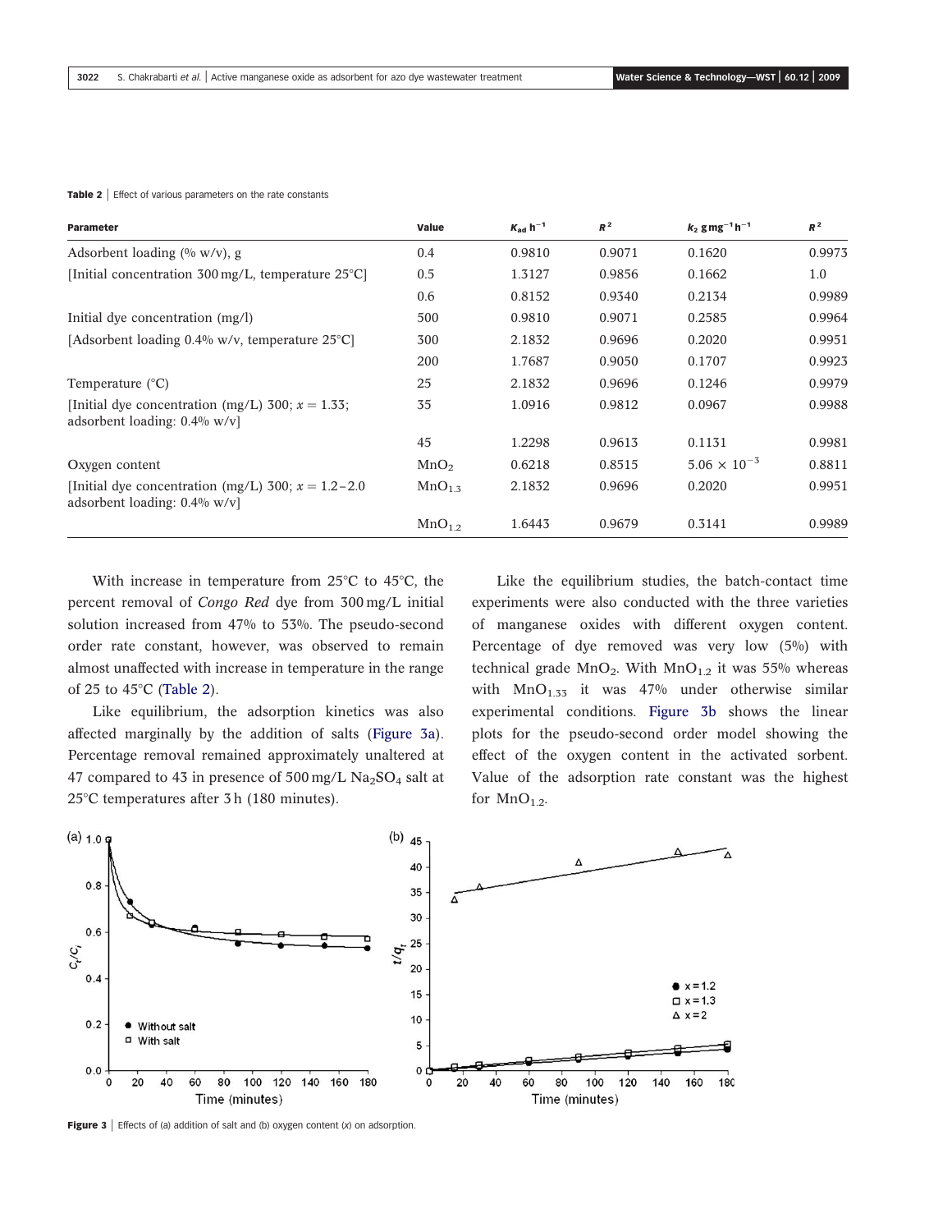**Table 2** | Effect of various parameters on the rate constants

| Parameter | Value | $K_{ad}$ h$^{-1}$ | $R^2$ | $k_2$ g mg$^{-1}$ h$^{-1}$ | $R^2$ |
|---|---|---|---|---|---|
| Adsorbent loading (% w/v), g | 0.4 | 0.9810 | 0.9071 | 0.1620 | 0.9973 |
| [Initial concentration 300 mg/L, temperature 25°C] | 0.5 | 1.3127 | 0.9856 | 0.1662 | 1.0 |
| | 0.6 | 0.8152 | 0.9340 | 0.2134 | 0.9989 |
| Initial dye concentration (mg/l) | 500 | 0.9810 | 0.9071 | 0.2585 | 0.9964 |
| [Adsorbent loading 0.4% w/v, temperature 25°C] | 300 | 2.1832 | 0.9696 | 0.2020 | 0.9951 |
| | 200 | 1.7687 | 0.9050 | 0.1707 | 0.9923 |
| Temperature (°C) | 25 | 2.1832 | 0.9696 | 0.1246 | 0.9979 |
| [Initial dye concentration (mg/L) 300; $x = 1.33$; adsorbent loading: 0.4% w/v] | 35 | 1.0916 | 0.9812 | 0.0967 | 0.9988 |
| | 45 | 1.2298 | 0.9613 | 0.1131 | 0.9981 |
| Oxygen content | $MnO_2$ | 0.6218 | 0.8515 | $5.06 \times 10^{-3}$ | 0.8811 |
| [Initial dye concentration (mg/L) 300; $x = 1.2–2.0$ adsorbent loading: 0.4% w/v] | $MnO_{1.3}$ | 2.1832 | 0.9696 | 0.2020 | 0.9951 |
| | $MnO_{1.2}$ | 1.6443 | 0.9679 | 0.3141 | 0.9989 |

With increase in temperature from 25°C to 45°C, the percent removal of *Congo Red* dye from 300 mg/L initial solution increased from 47% to 53%. The pseudo-second order rate constant, however, was observed to remain almost unaffected with increase in temperature in the range of 25 to 45°C (Table 2).

Like equilibrium, the adsorption kinetics was also affected marginally by the addition of salts (Figure 3a). Percentage removal remained approximately unaltered at 47 compared to 43 in presence of 500 mg/L $Na_2SO_4$ salt at 25°C temperatures after 3 h (180 minutes).

Like the equilibrium studies, the batch-contact time experiments were also conducted with the three varieties of manganese oxides with different oxygen content. Percentage of dye removed was very low (5%) with technical grade $MnO_2$. With $MnO_{1.2}$ it was 55% whereas with $MnO_{1.33}$ it was 47% under otherwise similar experimental conditions. Figure 3b shows the linear plots for the pseudo-second order model showing the effect of the oxygen content in the activated sorbent. Value of the adsorption rate constant was the highest for $MnO_{1.2}$.

**Figure 3** | Effects of (a) addition of salt and (b) oxygen content ($x$) on adsorption.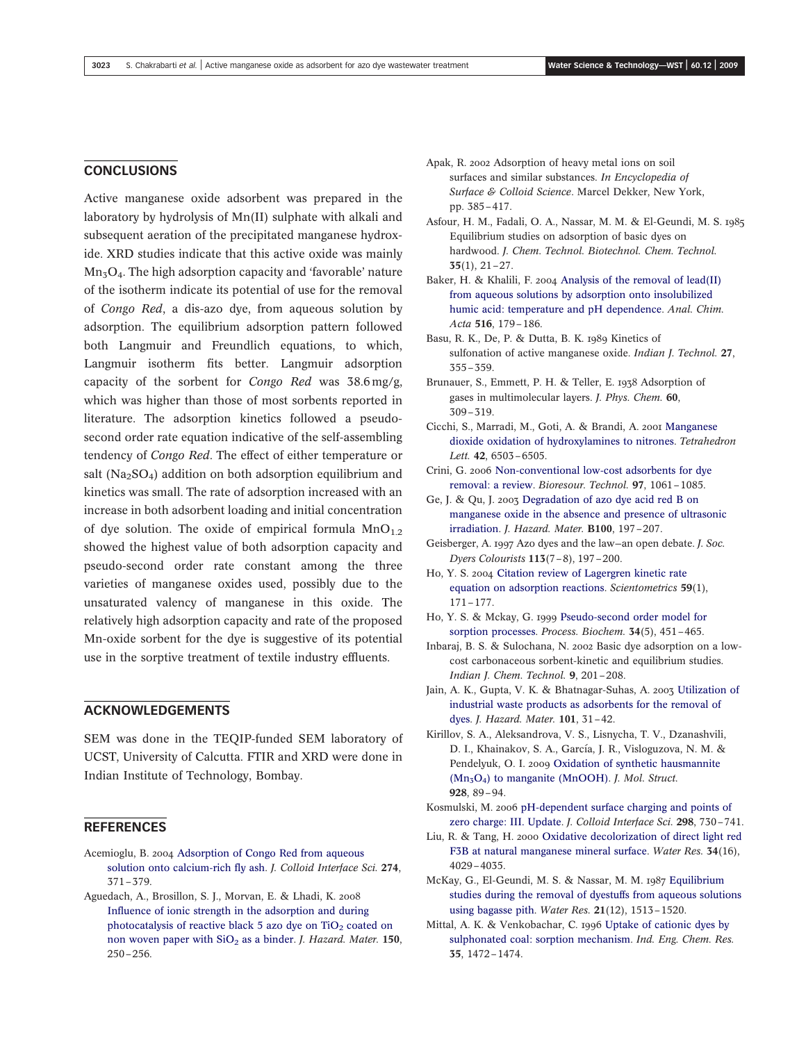## CONCLUSIONS

Active manganese oxide adsorbent was prepared in the laboratory by hydrolysis of Mn(II) sulphate with alkali and subsequent aeration of the precipitated manganese hydroxide. XRD studies indicate that this active oxide was mainly $Mn_3O_4$. The high adsorption capacity and 'favorable' nature of the isotherm indicate its potential of use for the removal of *Congo Red*, a dis-azo dye, from aqueous solution by adsorption. The equilibrium adsorption pattern followed both Langmuir and Freundlich equations, to which, Langmuir isotherm fits better. Langmuir adsorption capacity of the sorbent for *Congo Red* was 38.6 mg/g, which was higher than those of most sorbents reported in literature. The adsorption kinetics followed a pseudo-second order rate equation indicative of the self-assembling tendency of *Congo Red*. The effect of either temperature or salt ($Na_2SO_4$) addition on both adsorption equilibrium and kinetics was small. The rate of adsorption increased with an increase in both adsorbent loading and initial concentration of dye solution. The oxide of empirical formula $MnO_{1.2}$ showed the highest value of both adsorption capacity and pseudo-second order rate constant among the three varieties of manganese oxides used, possibly due to the unsaturated valency of manganese in this oxide. The relatively high adsorption capacity and rate of the proposed Mn-oxide sorbent for the dye is suggestive of its potential use in the sorptive treatment of textile industry effluents.

## ACKNOWLEDGEMENTS

SEM was done in the TEQIP-funded SEM laboratory of UCST, University of Calcutta. FTIR and XRD were done in Indian Institute of Technology, Bombay.

## REFERENCES

Acemioglu, B. 2004 Adsorption of Congo Red from aqueous solution onto calcium-rich fly ash. *J. Colloid Interface Sci.* **274**, 371–379.

Aguedach, A., Brosillon, S. J., Morvan, E. & Lhadi, K. 2008 Influence of ionic strength in the adsorption and during photocatalysis of reactive black 5 azo dye on $TiO_2$ coated on non woven paper with $SiO_2$ as a binder. *J. Hazard. Mater.* **150**, 250–256.

Apak, R. 2002 Adsorption of heavy metal ions on soil surfaces and similar substances. *In Encyclopedia of Surface & Colloid Science*. Marcel Dekker, New York, pp. 385–417.

Asfour, H. M., Fadali, O. A., Nassar, M. M. & El-Geundi, M. S. 1985 Equilibrium studies on adsorption of basic dyes on hardwood. *J. Chem. Technol. Biotechnol. Chem. Technol.* **35**(1), 21–27.

Baker, H. & Khalili, F. 2004 Analysis of the removal of lead(II) from aqueous solutions by adsorption onto insolubilized humic acid: temperature and pH dependence. *Anal. Chim. Acta* **516**, 179–186.

Basu, R. K., De, P. & Dutta, B. K. 1989 Kinetics of sulfonation of active manganese oxide. *Indian J. Technol.* **27**, 355–359.

Brunauer, S., Emmett, P. H. & Teller, E. 1938 Adsorption of gases in multimolecular layers. *J. Phys. Chem.* **60**, 309–319.

Cicchi, S., Marradi, M., Goti, A. & Brandi, A. 2001 Manganese dioxide oxidation of hydroxylamines to nitrones. *Tetrahedron Lett.* **42**, 6503–6505.

Crini, G. 2006 Non-conventional low-cost adsorbents for dye removal: a review. *Bioresour. Technol.* **97**, 1061–1085.

Ge, J. & Qu, J. 2003 Degradation of azo dye acid red B on manganese oxide in the absence and presence of ultrasonic irradiation. *J. Hazard. Mater.* **B100**, 197–207.

Geisberger, A. 1997 Azo dyes and the law–an open debate. *J. Soc. Dyers Colourists* **113**(7–8), 197–200.

Ho, Y. S. 2004 Citation review of Lagergren kinetic rate equation on adsorption reactions. *Scientometrics* **59**(1), 171–177.

Ho, Y. S. & Mckay, G. 1999 Pseudo-second order model for sorption processes. *Process. Biochem.* **34**(5), 451–465.

Inbaraj, B. S. & Sulochana, N. 2002 Basic dye adsorption on a low-cost carbonaceous sorbent-kinetic and equilibrium studies. *Indian J. Chem. Technol.* **9**, 201–208.

Jain, A. K., Gupta, V. K. & Bhatnagar-Suhas, A. 2003 Utilization of industrial waste products as adsorbents for the removal of dyes. *J. Hazard. Mater.* **101**, 31–42.

Kirillov, S. A., Aleksandrova, V. S., Lisnycha, T. V., Dzanashvili, D. I., Khainakov, S. A., García, J. R., Visloguzova, N. M. & Pendelyuk, O. I. 2009 Oxidation of synthetic hausmannite ($Mn_3O_4$) to manganite (MnOOH). *J. Mol. Struct.* **928**, 89–94.

Kosmulski, M. 2006 pH-dependent surface charging and points of zero charge: III. Update. *J. Colloid Interface Sci.* **298**, 730–741.

Liu, R. & Tang, H. 2000 Oxidative decolorization of direct light red F3B at natural manganese mineral surface. *Water Res.* **34**(16), 4029–4035.

McKay, G., El-Geundi, M. S. & Nassar, M. M. 1987 Equilibrium studies during the removal of dyestuffs from aqueous solutions using bagasse pith. *Water Res.* **21**(12), 1513–1520.

Mittal, A. K. & Venkobachar, C. 1996 Uptake of cationic dyes by sulphonated coal: sorption mechanism. *Ind. Eng. Chem. Res.* **35**, 1472–1474.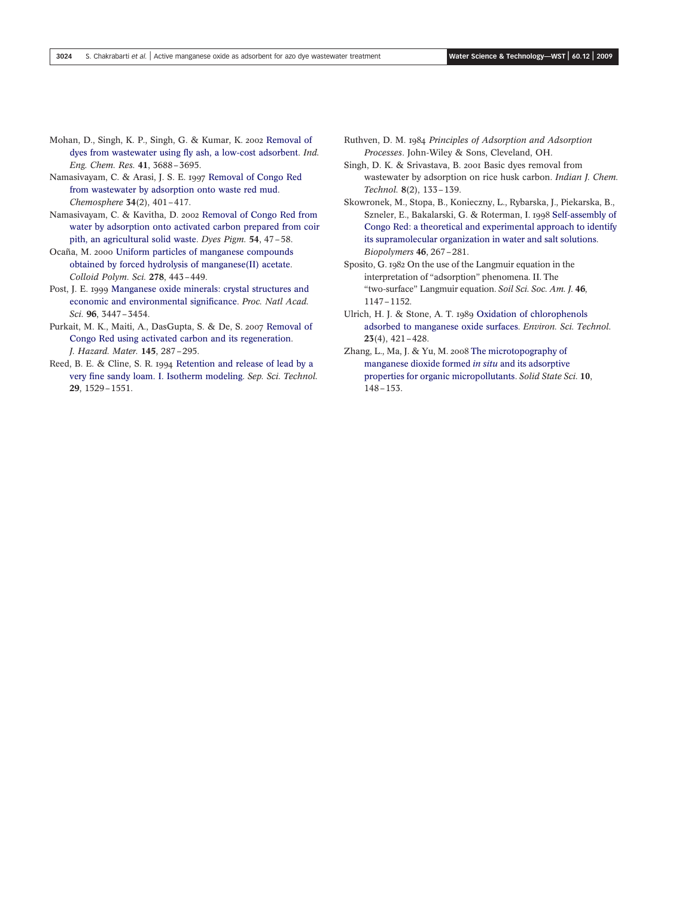Mohan, D., Singh, K. P., Singh, G. & Kumar, K. 2002 Removal of dyes from wastewater using fly ash, a low-cost adsorbent. *Ind. Eng. Chem. Res.* **41**, 3688–3695.

Namasivayam, C. & Arasi, J. S. E. 1997 Removal of Congo Red from wastewater by adsorption onto waste red mud. *Chemosphere* **34**(2), 401–417.

Namasivayam, C. & Kavitha, D. 2002 Removal of Congo Red from water by adsorption onto activated carbon prepared from coir pith, an agricultural solid waste. *Dyes Pigm.* **54**, 47–58.

Ocaña, M. 2000 Uniform particles of manganese compounds obtained by forced hydrolysis of manganese(II) acetate. *Colloid Polym. Sci.* **278**, 443–449.

Post, J. E. 1999 Manganese oxide minerals: crystal structures and economic and environmental significance. *Proc. Natl Acad. Sci.* **96**, 3447–3454.

Purkait, M. K., Maiti, A., DasGupta, S. & De, S. 2007 Removal of Congo Red using activated carbon and its regeneration. *J. Hazard. Mater.* **145**, 287–295.

Reed, B. E. & Cline, S. R. 1994 Retention and release of lead by a very fine sandy loam. I. Isotherm modeling. *Sep. Sci. Technol.* **29**, 1529–1551.

Ruthven, D. M. 1984 *Principles of Adsorption and Adsorption Processes*. John-Wiley & Sons, Cleveland, OH.

Singh, D. K. & Srivastava, B. 2001 Basic dyes removal from wastewater by adsorption on rice husk carbon. *Indian J. Chem. Technol.* **8**(2), 133–139.

Skowronek, M., Stopa, B., Konieczny, L., Rybarska, J., Piekarska, B., Szneler, E., Bakalarski, G. & Roterman, I. 1998 Self-assembly of Congo Red: a theoretical and experimental approach to identify its supramolecular organization in water and salt solutions. *Biopolymers* **46**, 267–281.

Sposito, G. 1982 On the use of the Langmuir equation in the interpretation of "adsorption" phenomena. II. The "two-surface" Langmuir equation. *Soil Sci. Soc. Am. J.* **46**, 1147–1152.

Ulrich, H. J. & Stone, A. T. 1989 Oxidation of chlorophenols adsorbed to manganese oxide surfaces. *Environ. Sci. Technol.* **23**(4), 421–428.

Zhang, L., Ma, J. & Yu, M. 2008 The microtopography of manganese dioxide formed *in situ* and its adsorptive properties for organic micropollutants. *Solid State Sci.* **10**, 148–153.